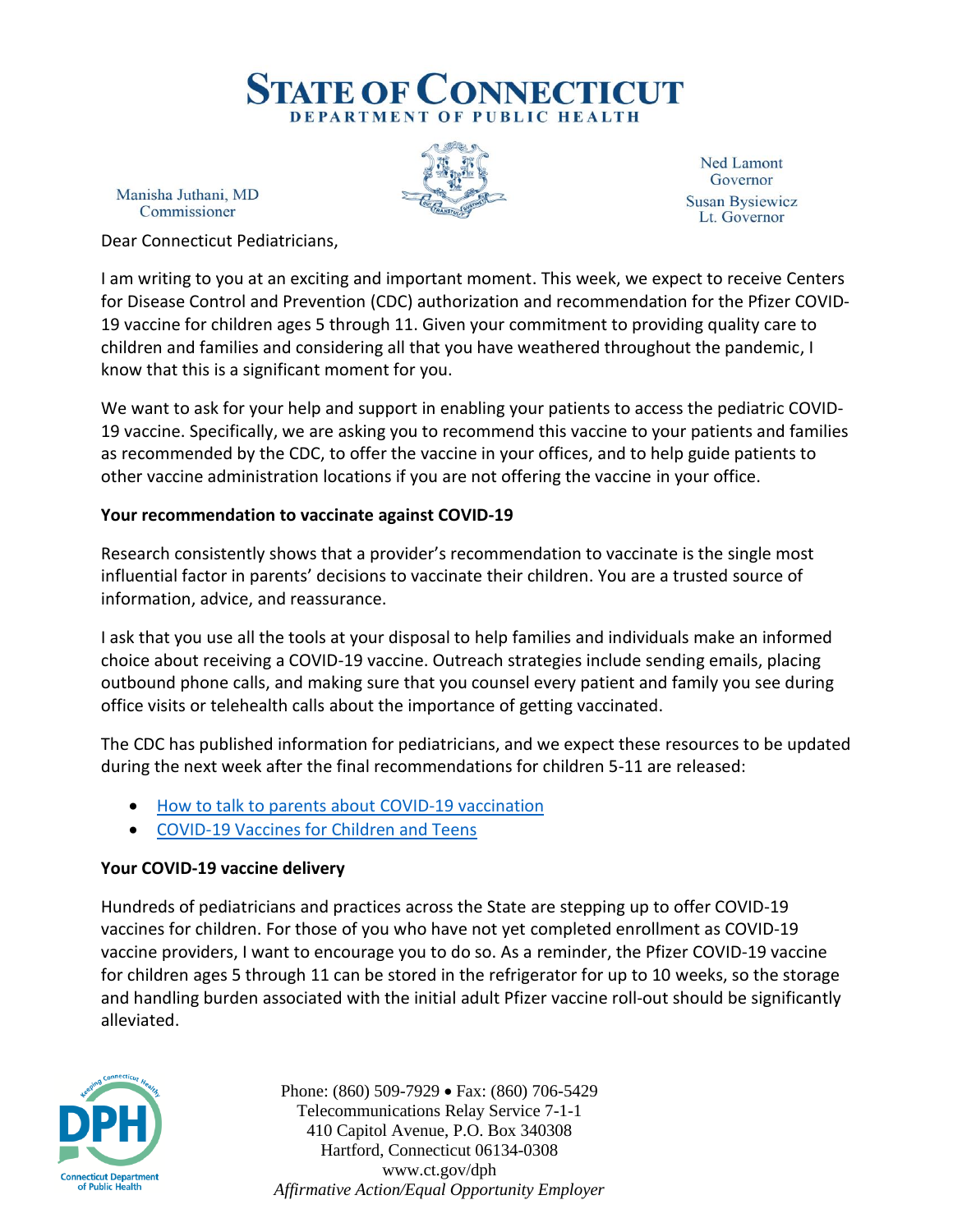# State of Connecticut
## Department of Public Health

Manisha Juthani, MD
Commissioner

Ned Lamont
Governor
Susan Bysiewicz
Lt. Governor

Dear Connecticut Pediatricians,

I am writing to you at an exciting and important moment. This week, we expect to receive Centers for Disease Control and Prevention (CDC) authorization and recommendation for the Pfizer COVID-19 vaccine for children ages 5 through 11. Given your commitment to providing quality care to children and families and considering all that you have weathered throughout the pandemic, I know that this is a significant moment for you.

We want to ask for your help and support in enabling your patients to access the pediatric COVID-19 vaccine. Specifically, we are asking you to recommend this vaccine to your patients and families as recommended by the CDC, to offer the vaccine in your offices, and to help guide patients to other vaccine administration locations if you are not offering the vaccine in your office.

**Your recommendation to vaccinate against COVID-19**

Research consistently shows that a provider's recommendation to vaccinate is the single most influential factor in parents' decisions to vaccinate their children. You are a trusted source of information, advice, and reassurance.

I ask that you use all the tools at your disposal to help families and individuals make an informed choice about receiving a COVID-19 vaccine. Outreach strategies include sending emails, placing outbound phone calls, and making sure that you counsel every patient and family you see during office visits or telehealth calls about the importance of getting vaccinated.

The CDC has published information for pediatricians, and we expect these resources to be updated during the next week after the final recommendations for children 5-11 are released:

- How to talk to parents about COVID-19 vaccination
- COVID-19 Vaccines for Children and Teens

**Your COVID-19 vaccine delivery**

Hundreds of pediatricians and practices across the State are stepping up to offer COVID-19 vaccines for children. For those of you who have not yet completed enrollment as COVID-19 vaccine providers, I want to encourage you to do so. As a reminder, the Pfizer COVID-19 vaccine for children ages 5 through 11 can be stored in the refrigerator for up to 10 weeks, so the storage and handling burden associated with the initial adult Pfizer vaccine roll-out should be significantly alleviated.

Phone: (860) 509-7929 • Fax: (860) 706-5429
Telecommunications Relay Service 7-1-1
410 Capitol Avenue, P.O. Box 340308
Hartford, Connecticut 06134-0308
www.ct.gov/dph
*Affirmative Action/Equal Opportunity Employer*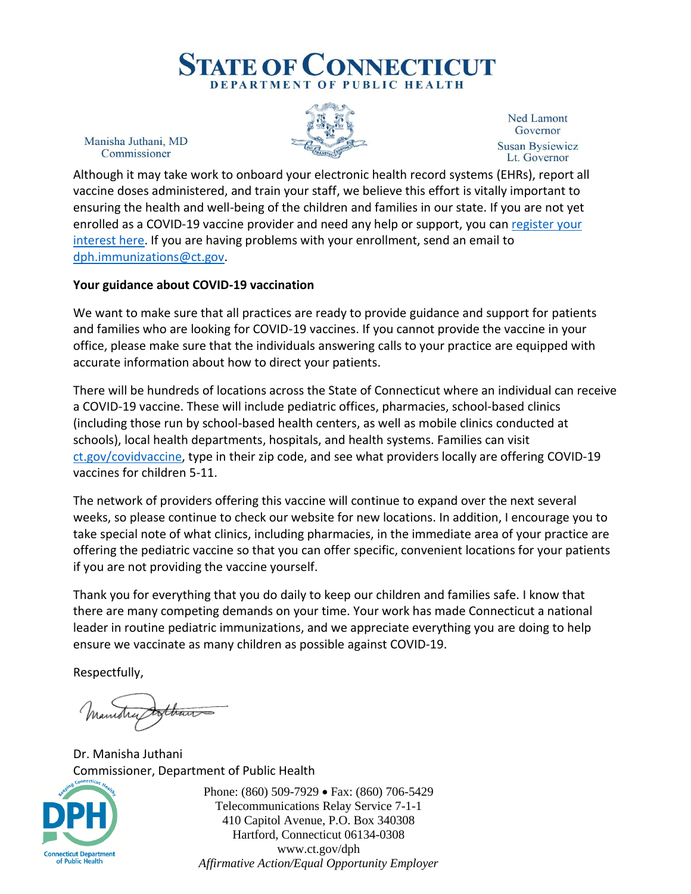# STATE OF CONNECTICUT
## DEPARTMENT OF PUBLIC HEALTH

Manisha Juthani, MD
Commissioner

Ned Lamont
Governor
Susan Bysiewicz
Lt. Governor

Although it may take work to onboard your electronic health record systems (EHRs), report all vaccine doses administered, and train your staff, we believe this effort is vitally important to ensuring the health and well-being of the children and families in our state. If you are not yet enrolled as a COVID-19 vaccine provider and need any help or support, you can register your interest here. If you are having problems with your enrollment, send an email to dph.immunizations@ct.gov.

**Your guidance about COVID-19 vaccination**

We want to make sure that all practices are ready to provide guidance and support for patients and families who are looking for COVID-19 vaccines. If you cannot provide the vaccine in your office, please make sure that the individuals answering calls to your practice are equipped with accurate information about how to direct your patients.

There will be hundreds of locations across the State of Connecticut where an individual can receive a COVID-19 vaccine. These will include pediatric offices, pharmacies, school-based clinics (including those run by school-based health centers, as well as mobile clinics conducted at schools), local health departments, hospitals, and health systems. Families can visit ct.gov/covidvaccine, type in their zip code, and see what providers locally are offering COVID-19 vaccines for children 5-11.

The network of providers offering this vaccine will continue to expand over the next several weeks, so please continue to check our website for new locations. In addition, I encourage you to take special note of what clinics, including pharmacies, in the immediate area of your practice are offering the pediatric vaccine so that you can offer specific, convenient locations for your patients if you are not providing the vaccine yourself.

Thank you for everything that you do daily to keep our children and families safe. I know that there are many competing demands on your time. Your work has made Connecticut a national leader in routine pediatric immunizations, and we appreciate everything you are doing to help ensure we vaccinate as many children as possible against COVID-19.

Respectfully,

Dr. Manisha Juthani
Commissioner, Department of Public Health

Phone: (860) 509-7929 • Fax: (860) 706-5429
Telecommunications Relay Service 7-1-1
410 Capitol Avenue, P.O. Box 340308
Hartford, Connecticut 06134-0308
www.ct.gov/dph
*Affirmative Action/Equal Opportunity Employer*